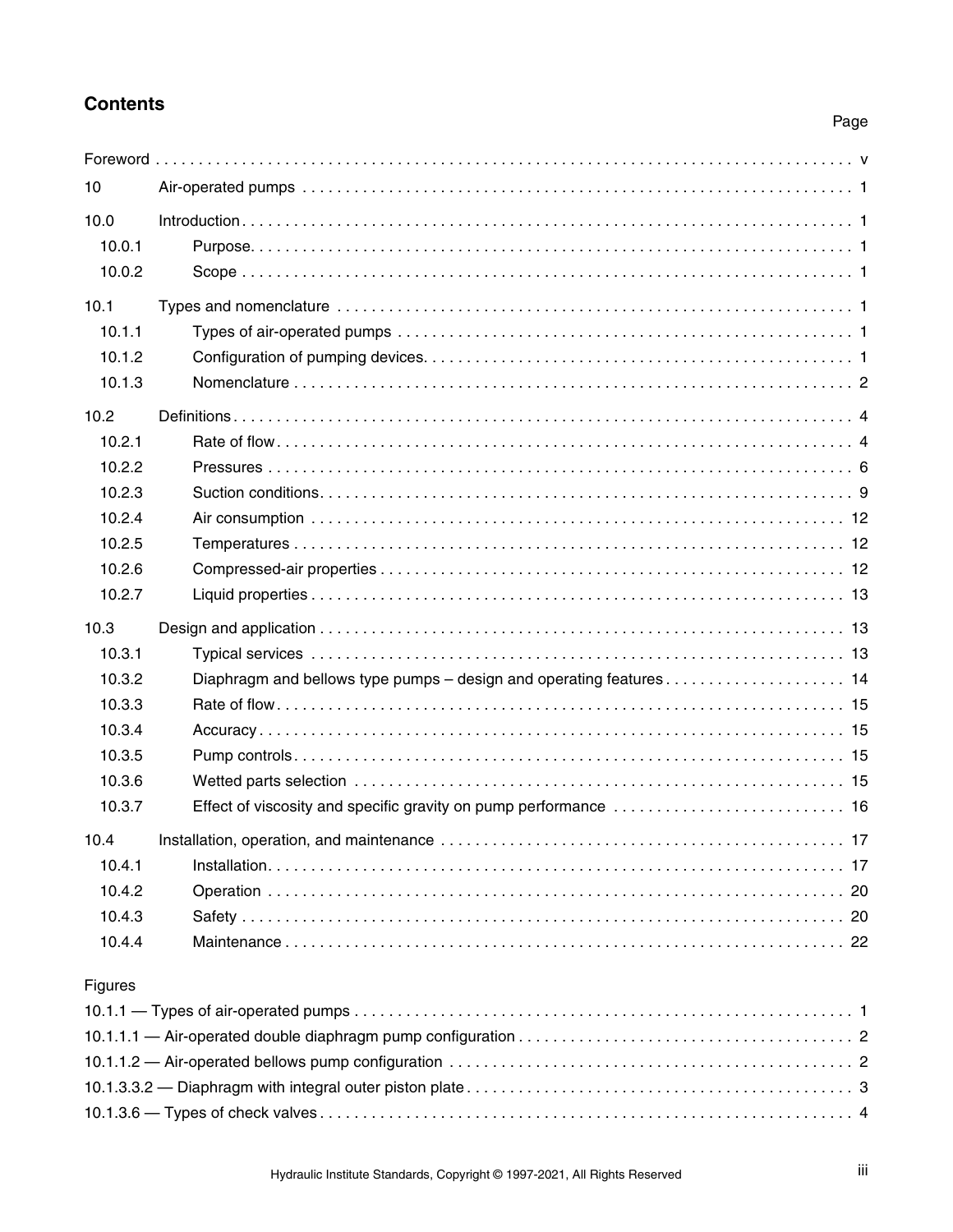## Contents

| | | Page |
|---|---|---|
| Foreword | | v |
| 10 | Air-operated pumps | 1 |
| 10.0 | Introduction | 1 |
| 10.0.1 | Purpose | 1 |
| 10.0.2 | Scope | 1 |
| 10.1 | Types and nomenclature | 1 |
| 10.1.1 | Types of air-operated pumps | 1 |
| 10.1.2 | Configuration of pumping devices | 1 |
| 10.1.3 | Nomenclature | 2 |
| 10.2 | Definitions | 4 |
| 10.2.1 | Rate of flow | 4 |
| 10.2.2 | Pressures | 6 |
| 10.2.3 | Suction conditions | 9 |
| 10.2.4 | Air consumption | 12 |
| 10.2.5 | Temperatures | 12 |
| 10.2.6 | Compressed-air properties | 12 |
| 10.2.7 | Liquid properties | 13 |
| 10.3 | Design and application | 13 |
| 10.3.1 | Typical services | 13 |
| 10.3.2 | Diaphragm and bellows type pumps – design and operating features | 14 |
| 10.3.3 | Rate of flow | 15 |
| 10.3.4 | Accuracy | 15 |
| 10.3.5 | Pump controls | 15 |
| 10.3.6 | Wetted parts selection | 15 |
| 10.3.7 | Effect of viscosity and specific gravity on pump performance | 16 |
| 10.4 | Installation, operation, and maintenance | 17 |
| 10.4.1 | Installation | 17 |
| 10.4.2 | Operation | 20 |
| 10.4.3 | Safety | 20 |
| 10.4.4 | Maintenance | 22 |

Figures

| | Page |
|---|---|
| 10.1.1 — Types of air-operated pumps | 1 |
| 10.1.1.1 — Air-operated double diaphragm pump configuration | 2 |
| 10.1.1.2 — Air-operated bellows pump configuration | 2 |
| 10.1.3.3.2 — Diaphragm with integral outer piston plate | 3 |
| 10.1.3.6 — Types of check valves | 4 |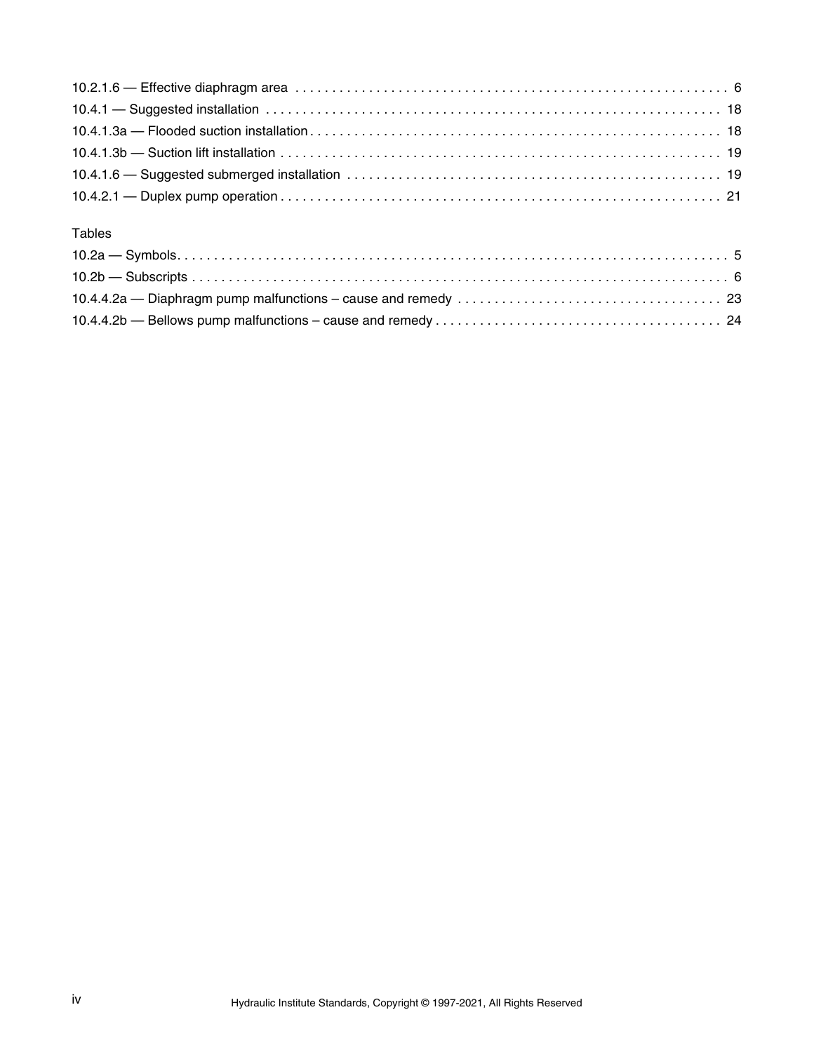10.2.1.6 — Effective diaphragm area . . . . . . . . . . . . . . . . . . . . . . . . . . . . . . . . . . . . . . . . . . . . . . . . . . . . . . . . . . . 6
10.4.1 — Suggested installation . . . . . . . . . . . . . . . . . . . . . . . . . . . . . . . . . . . . . . . . . . . . . . . . . . . . . . . . . . . . . . 18
10.4.1.3a — Flooded suction installation . . . . . . . . . . . . . . . . . . . . . . . . . . . . . . . . . . . . . . . . . . . . . . . . . . . . . . . . 18
10.4.1.3b — Suction lift installation . . . . . . . . . . . . . . . . . . . . . . . . . . . . . . . . . . . . . . . . . . . . . . . . . . . . . . . . . . . . . 19
10.4.1.6 — Suggested submerged installation . . . . . . . . . . . . . . . . . . . . . . . . . . . . . . . . . . . . . . . . . . . . . . . . . . . . 19
10.4.2.1 — Duplex pump operation . . . . . . . . . . . . . . . . . . . . . . . . . . . . . . . . . . . . . . . . . . . . . . . . . . . . . . . . . . . . . 21

Tables

10.2a — Symbols . . . . . . . . . . . . . . . . . . . . . . . . . . . . . . . . . . . . . . . . . . . . . . . . . . . . . . . . . . . . . . . . . . . . . . . . . 5
10.2b — Subscripts . . . . . . . . . . . . . . . . . . . . . . . . . . . . . . . . . . . . . . . . . . . . . . . . . . . . . . . . . . . . . . . . . . . . . . . 6
10.4.4.2a — Diaphragm pump malfunctions – cause and remedy . . . . . . . . . . . . . . . . . . . . . . . . . . . . . . . . . . . . 23
10.4.4.2b — Bellows pump malfunctions – cause and remedy . . . . . . . . . . . . . . . . . . . . . . . . . . . . . . . . . . . . . . . 24

Hydraulic Institute Standards, Copyright © 1997-2021, All Rights Reserved